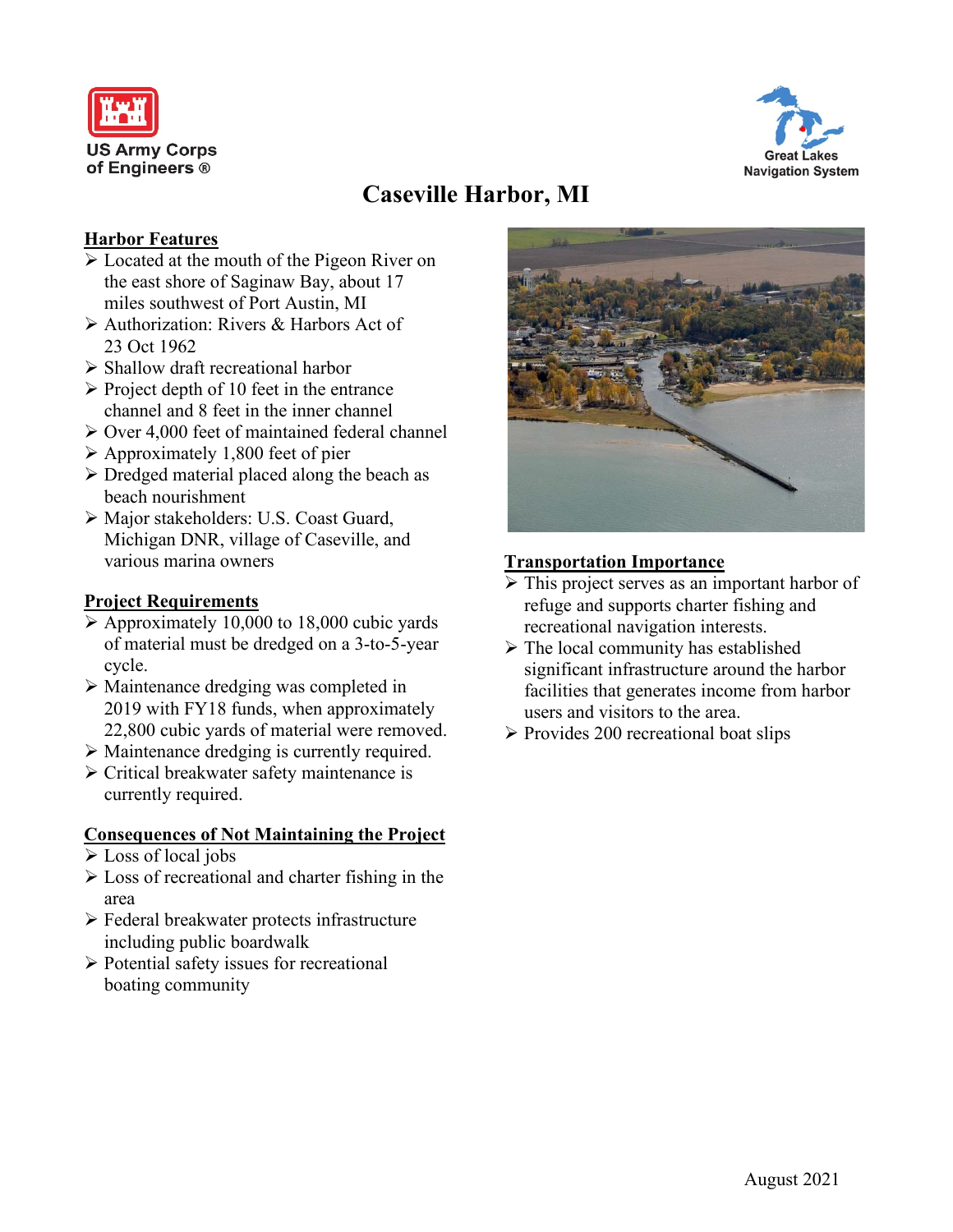US Army Corps of Engineers ®

Great Lakes Navigation System

# Caseville Harbor, MI

## Harbor Features

- Located at the mouth of the Pigeon River on the east shore of Saginaw Bay, about 17 miles southwest of Port Austin, MI
- Authorization: Rivers & Harbors Act of 23 Oct 1962
- Shallow draft recreational harbor
- Project depth of 10 feet in the entrance channel and 8 feet in the inner channel
- Over 4,000 feet of maintained federal channel
- Approximately 1,800 feet of pier
- Dredged material placed along the beach as beach nourishment
- Major stakeholders: U.S. Coast Guard, Michigan DNR, village of Caseville, and various marina owners

## Project Requirements

- Approximately 10,000 to 18,000 cubic yards of material must be dredged on a 3-to-5-year cycle.
- Maintenance dredging was completed in 2019 with FY18 funds, when approximately 22,800 cubic yards of material were removed.
- Maintenance dredging is currently required.
- Critical breakwater safety maintenance is currently required.

## Consequences of Not Maintaining the Project

- Loss of local jobs
- Loss of recreational and charter fishing in the area
- Federal breakwater protects infrastructure including public boardwalk
- Potential safety issues for recreational boating community

## Transportation Importance

- This project serves as an important harbor of refuge and supports charter fishing and recreational navigation interests.
- The local community has established significant infrastructure around the harbor facilities that generates income from harbor users and visitors to the area.
- Provides 200 recreational boat slips

August 2021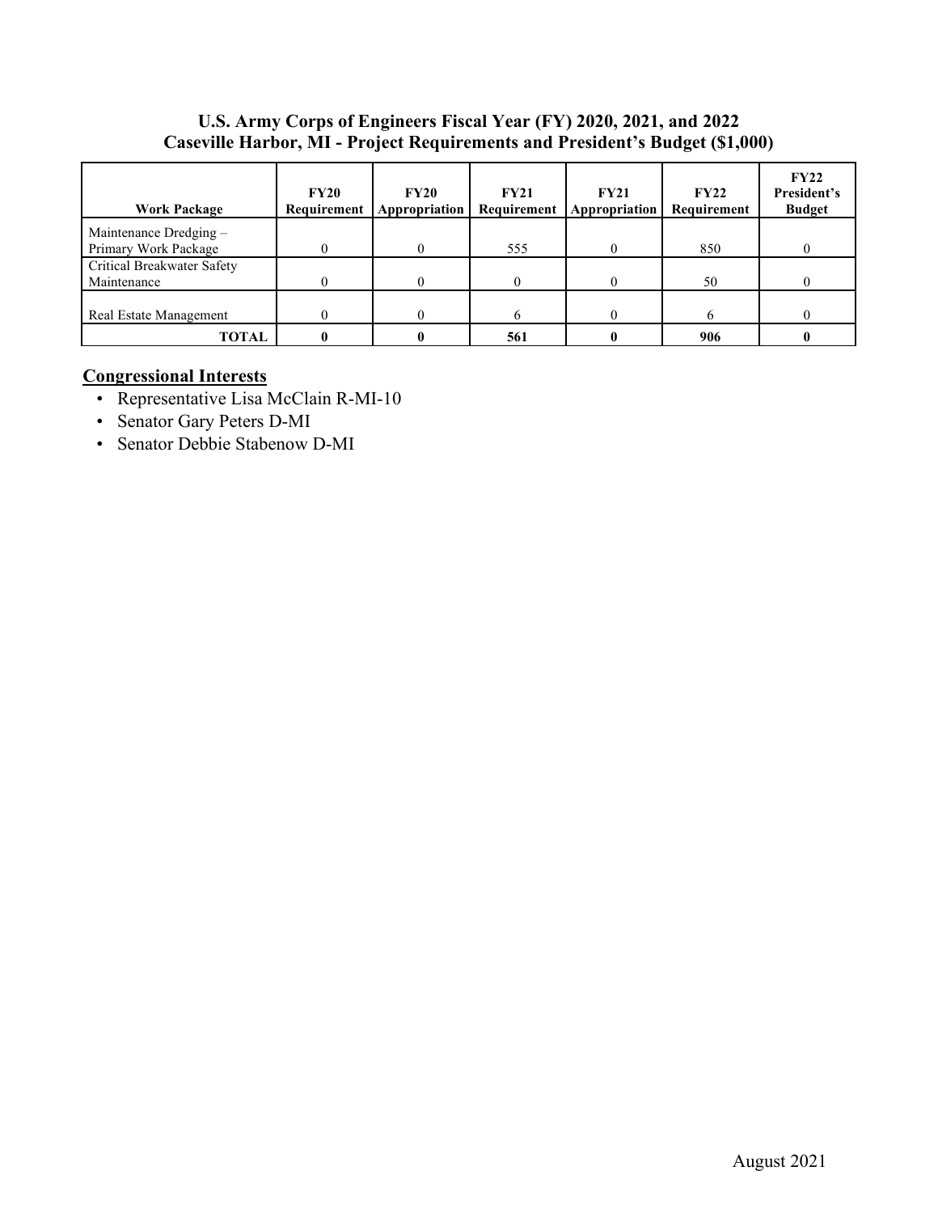## U.S. Army Corps of Engineers Fiscal Year (FY) 2020, 2021, and 2022
## Caseville Harbor, MI - Project Requirements and President's Budget ($1,000)

| Work Package | FY20 Requirement | FY20 Appropriation | FY21 Requirement | FY21 Appropriation | FY22 Requirement | FY22 President's Budget |
|---|---|---|---|---|---|---|
| Maintenance Dredging – Primary Work Package | 0 | 0 | 555 | 0 | 850 | 0 |
| Critical Breakwater Safety Maintenance | 0 | 0 | 0 | 0 | 50 | 0 |
| Real Estate Management | 0 | 0 | 6 | 0 | 6 | 0 |
| **TOTAL** | **0** | **0** | **561** | **0** | **906** | **0** |

**Congressional Interests**

- Representative Lisa McClain R-MI-10
- Senator Gary Peters D-MI
- Senator Debbie Stabenow D-MI

August 2021